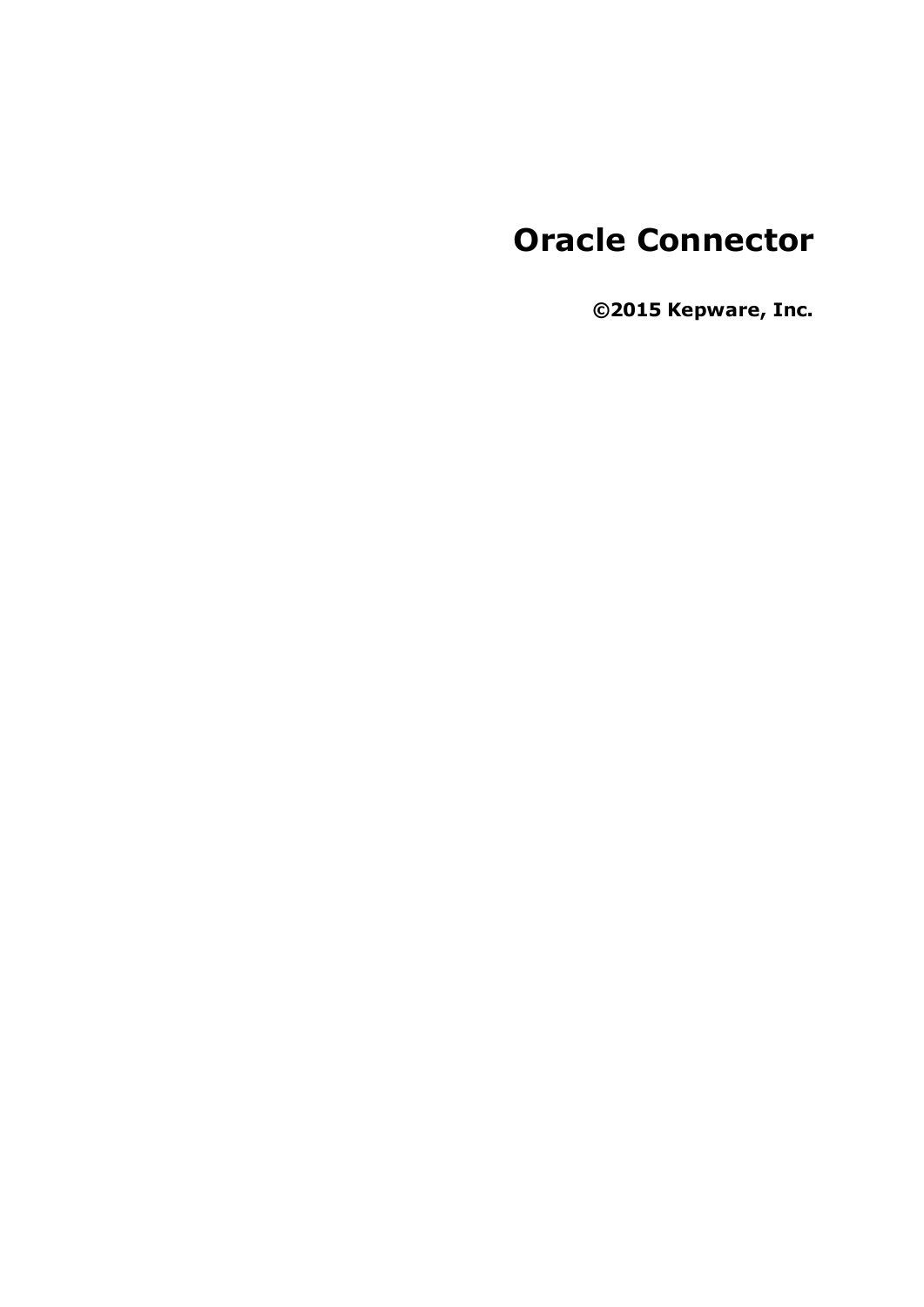# Oracle Connector

**©2015 Kepware, Inc.**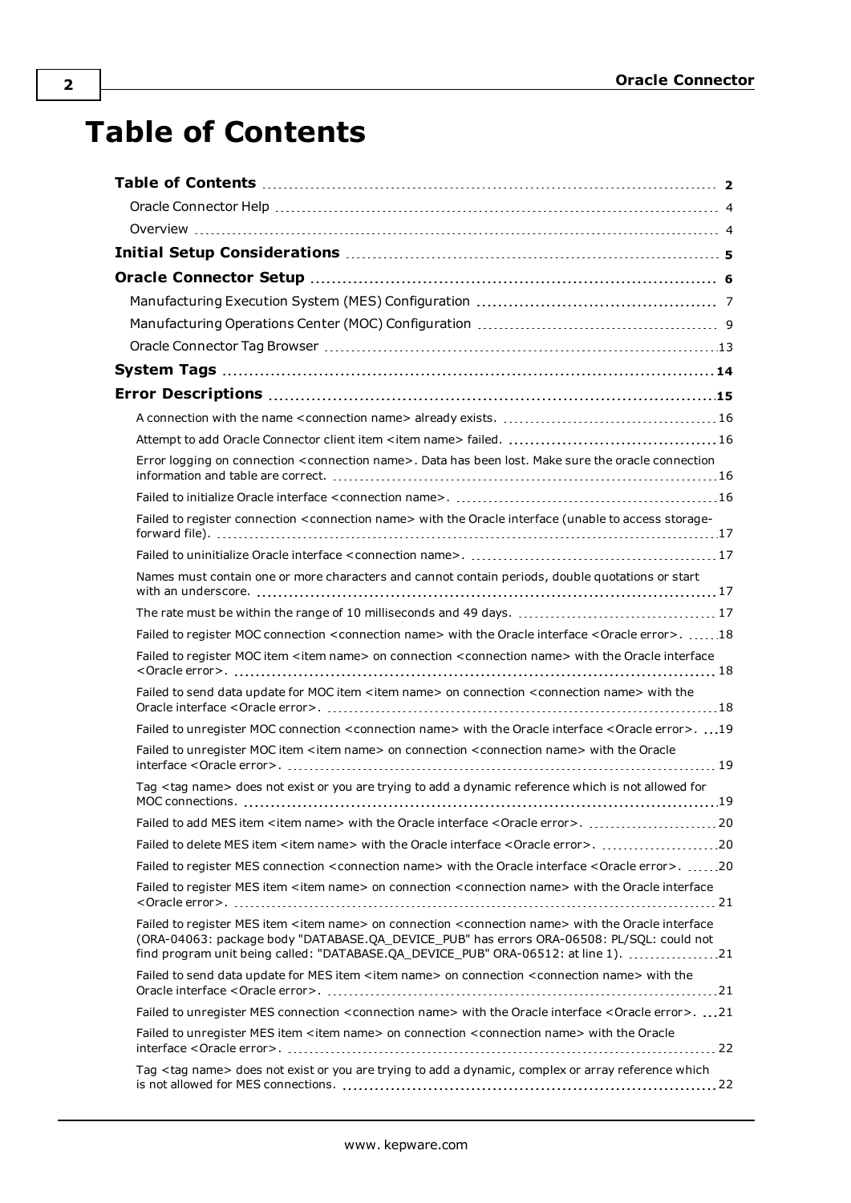# Table of Contents

**Table of Contents** 2

Oracle Connector Help 4

Overview 4

**Initial Setup Considerations** 5

**Oracle Connector Setup** 6

Manufacturing Execution System (MES) Configuration 7

Manufacturing Operations Center (MOC) Configuration 9

Oracle Connector Tag Browser 13

**System Tags** 14

**Error Descriptions** 15

A connection with the name <connection name> already exists. 16

Attempt to add Oracle Connector client item <item name> failed. 16

Error logging on connection <connection name>. Data has been lost. Make sure the oracle connection information and table are correct. 16

Failed to initialize Oracle interface <connection name>. 16

Failed to register connection <connection name> with the Oracle interface (unable to access storage-forward file). 17

Failed to uninitialize Oracle interface <connection name>. 17

Names must contain one or more characters and cannot contain periods, double quotations or start with an underscore. 17

The rate must be within the range of 10 milliseconds and 49 days. 17

Failed to register MOC connection <connection name> with the Oracle interface <Oracle error>. 18

Failed to register MOC item <item name> on connection <connection name> with the Oracle interface <Oracle error>. 18

Failed to send data update for MOC item <item name> on connection <connection name> with the Oracle interface <Oracle error>. 18

Failed to unregister MOC connection <connection name> with the Oracle interface <Oracle error>. 19

Failed to unregister MOC item <item name> on connection <connection name> with the Oracle interface <Oracle error>. 19

Tag <tag name> does not exist or you are trying to add a dynamic reference which is not allowed for MOC connections. 19

Failed to add MES item <item name> with the Oracle interface <Oracle error>. 20

Failed to delete MES item <item name> with the Oracle interface <Oracle error>. 20

Failed to register MES connection <connection name> with the Oracle interface <Oracle error>. 20

Failed to register MES item <item name> on connection <connection name> with the Oracle interface <Oracle error>. 21

Failed to register MES item <item name> on connection <connection name> with the Oracle interface (ORA-04063: package body "DATABASE.QA_DEVICE_PUB" has errors ORA-06508: PL/SQL: could not find program unit being called: "DATABASE.QA_DEVICE_PUB" ORA-06512: at line 1). 21

Failed to send data update for MES item <item name> on connection <connection name> with the Oracle interface <Oracle error>. 21

Failed to unregister MES connection <connection name> with the Oracle interface <Oracle error>. 21

Failed to unregister MES item <item name> on connection <connection name> with the Oracle interface <Oracle error>. 22

Tag <tag name> does not exist or you are trying to add a dynamic, complex or array reference which is not allowed for MES connections. 22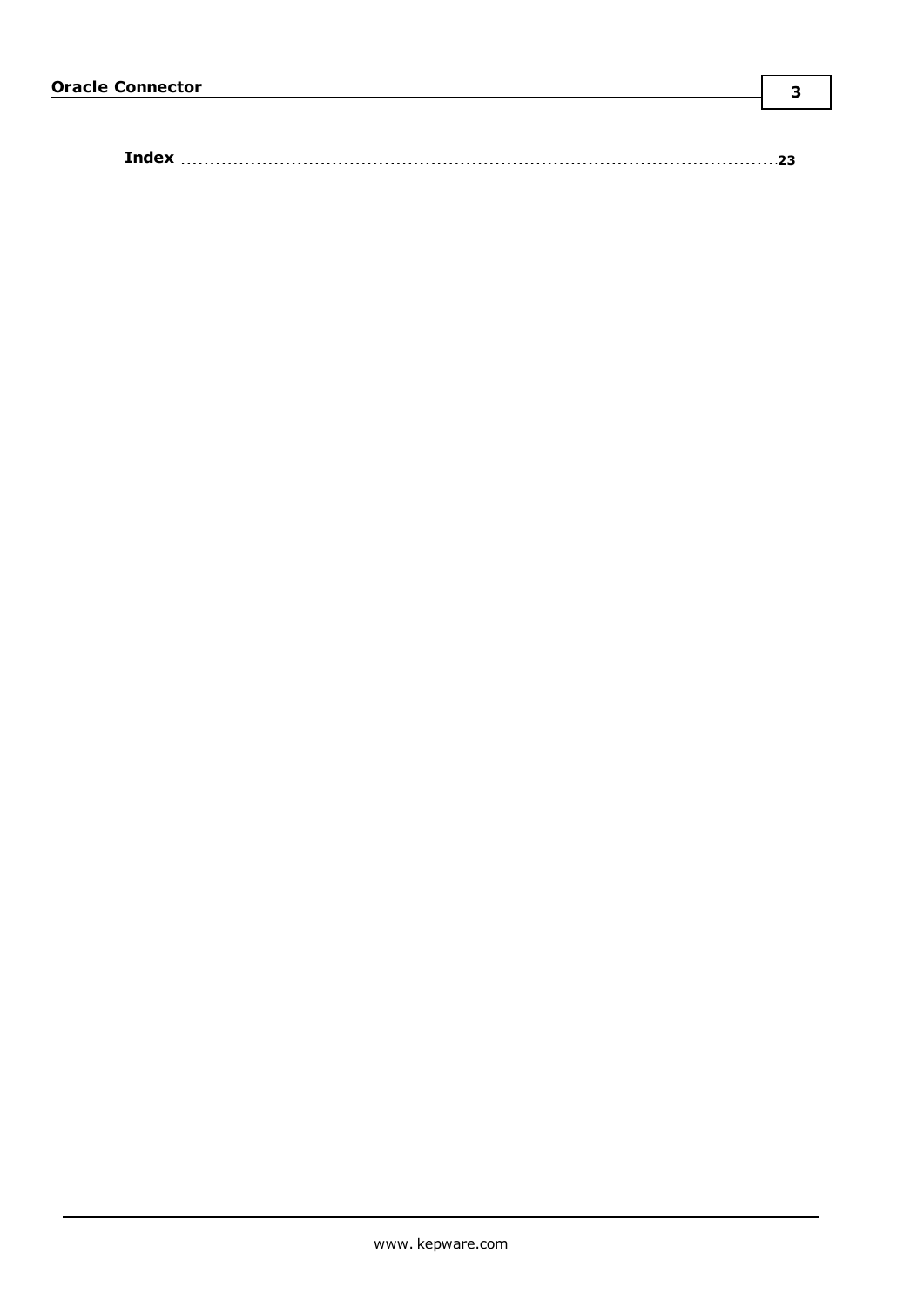**Index** ........................................................................................................ 23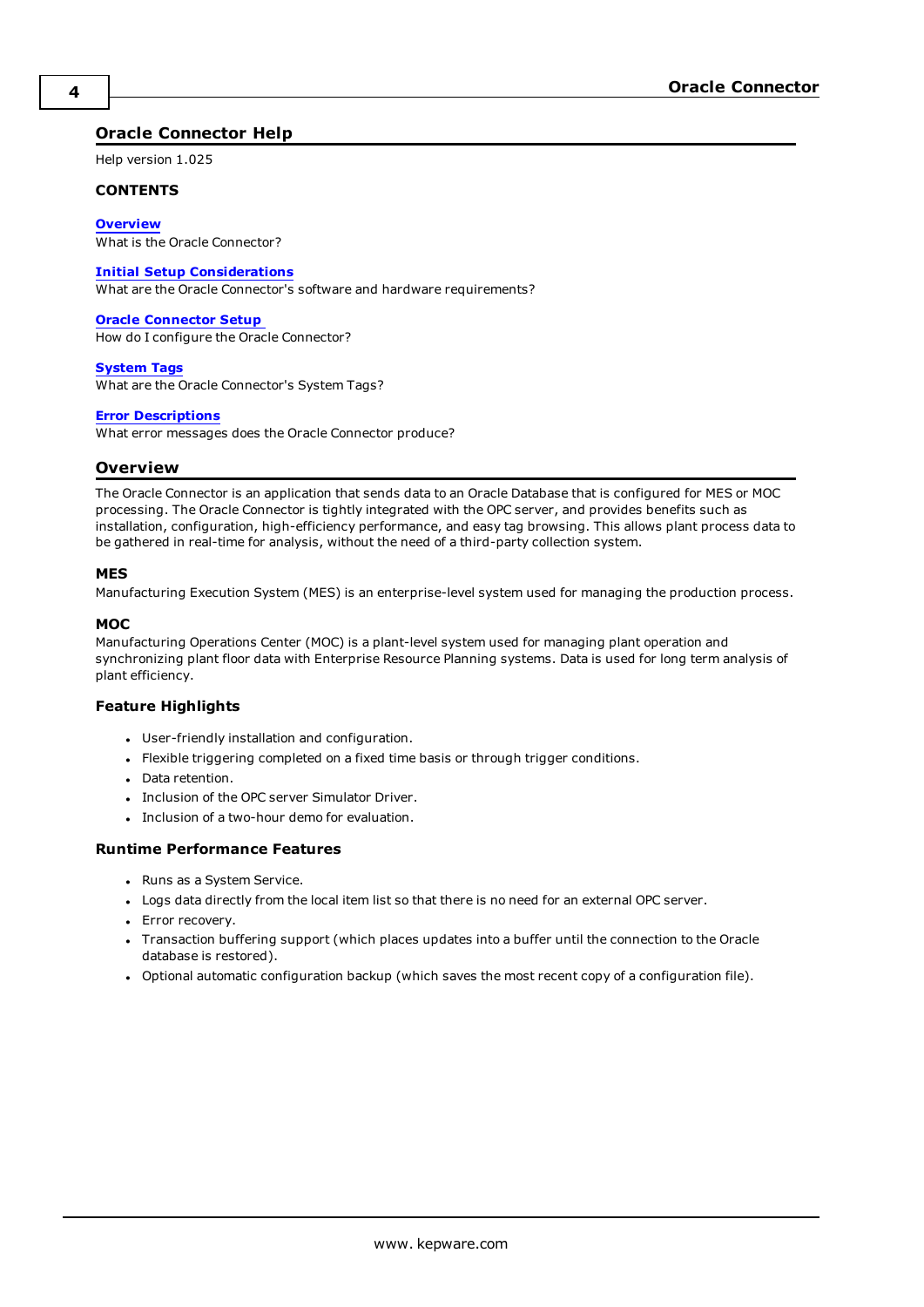# Oracle Connector Help

Help version 1.025

### CONTENTS

**Overview**
What is the Oracle Connector?

**Initial Setup Considerations**
What are the Oracle Connector's software and hardware requirements?

**Oracle Connector Setup**
How do I configure the Oracle Connector?

**System Tags**
What are the Oracle Connector's System Tags?

**Error Descriptions**
What error messages does the Oracle Connector produce?

## Overview

The Oracle Connector is an application that sends data to an Oracle Database that is configured for MES or MOC processing. The Oracle Connector is tightly integrated with the OPC server, and provides benefits such as installation, configuration, high-efficiency performance, and easy tag browsing. This allows plant process data to be gathered in real-time for analysis, without the need of a third-party collection system.

### MES

Manufacturing Execution System (MES) is an enterprise-level system used for managing the production process.

### MOC

Manufacturing Operations Center (MOC) is a plant-level system used for managing plant operation and synchronizing plant floor data with Enterprise Resource Planning systems. Data is used for long term analysis of plant efficiency.

### Feature Highlights

- User-friendly installation and configuration.
- Flexible triggering completed on a fixed time basis or through trigger conditions.
- Data retention.
- Inclusion of the OPC server Simulator Driver.
- Inclusion of a two-hour demo for evaluation.

### Runtime Performance Features

- Runs as a System Service.
- Logs data directly from the local item list so that there is no need for an external OPC server.
- Error recovery.
- Transaction buffering support (which places updates into a buffer until the connection to the Oracle database is restored).
- Optional automatic configuration backup (which saves the most recent copy of a configuration file).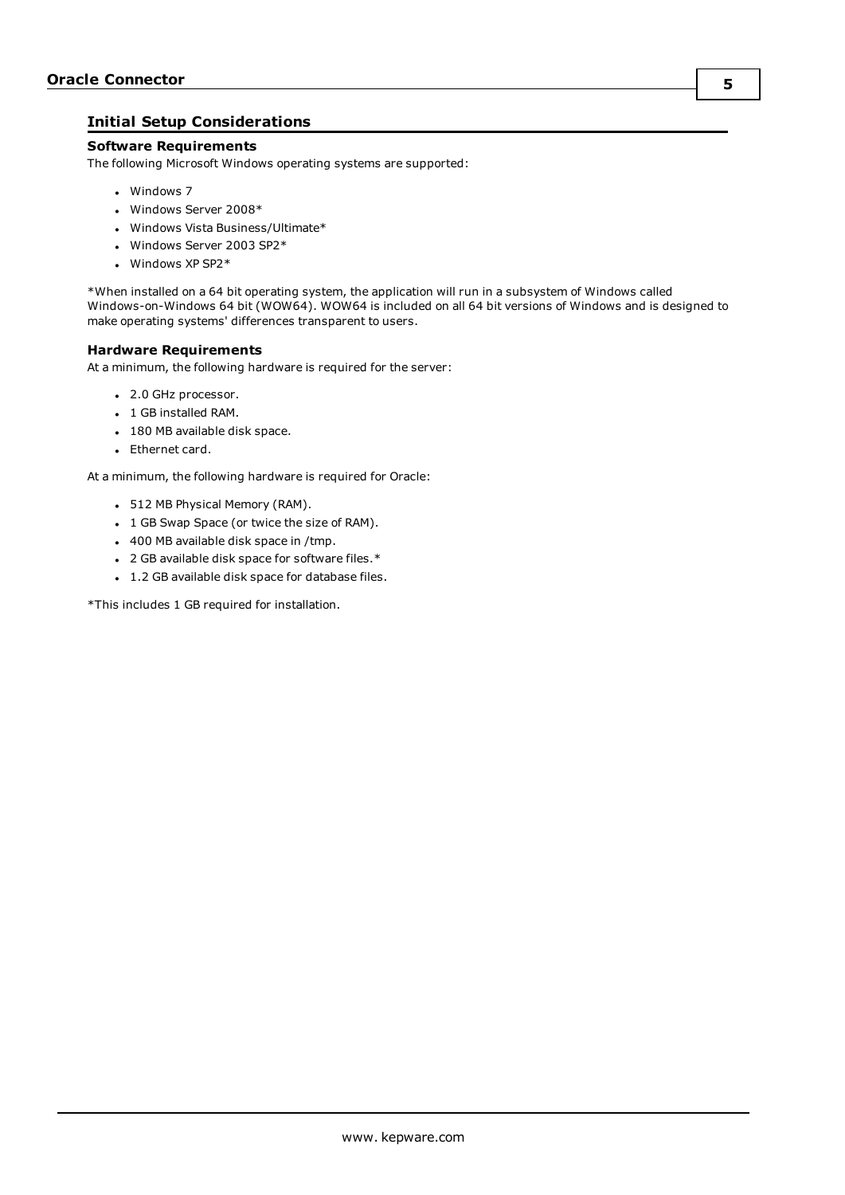## Initial Setup Considerations

### Software Requirements

The following Microsoft Windows operating systems are supported:

- Windows 7
- Windows Server 2008*
- Windows Vista Business/Ultimate*
- Windows Server 2003 SP2*
- Windows XP SP2*

*When installed on a 64 bit operating system, the application will run in a subsystem of Windows called Windows-on-Windows 64 bit (WOW64). WOW64 is included on all 64 bit versions of Windows and is designed to make operating systems' differences transparent to users.

### Hardware Requirements

At a minimum, the following hardware is required for the server:

- 2.0 GHz processor.
- 1 GB installed RAM.
- 180 MB available disk space.
- Ethernet card.

At a minimum, the following hardware is required for Oracle:

- 512 MB Physical Memory (RAM).
- 1 GB Swap Space (or twice the size of RAM).
- 400 MB available disk space in /tmp.
- 2 GB available disk space for software files.*
- 1.2 GB available disk space for database files.

*This includes 1 GB required for installation.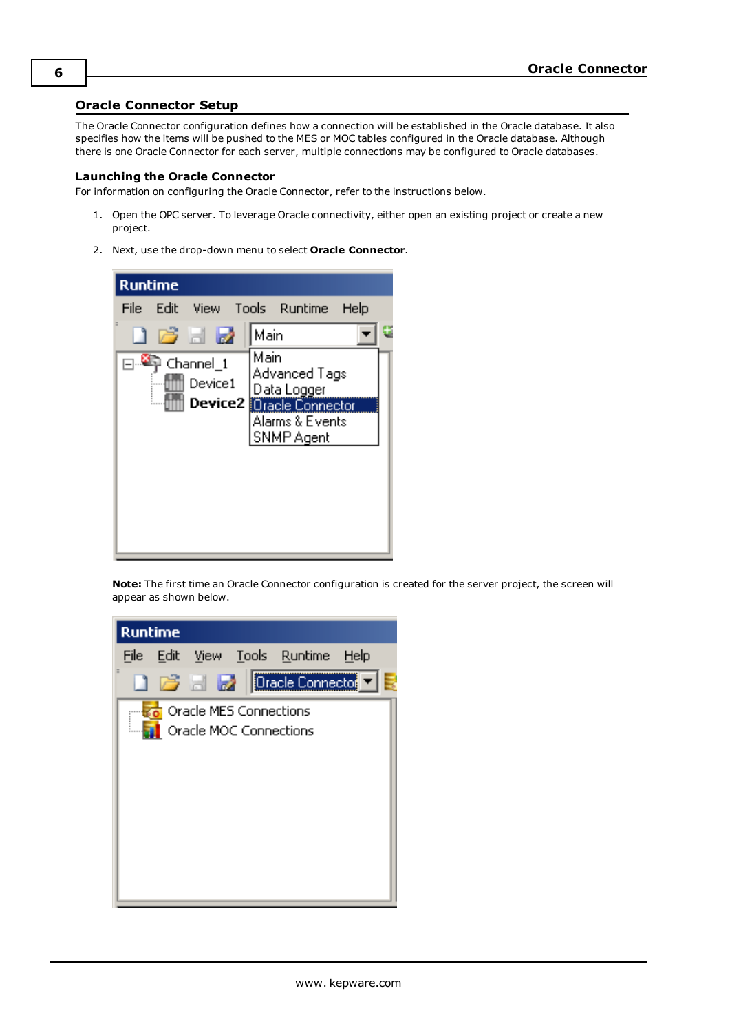## Oracle Connector Setup

The Oracle Connector configuration defines how a connection will be established in the Oracle database. It also specifies how the items will be pushed to the MES or MOC tables configured in the Oracle database. Although there is one Oracle Connector for each server, multiple connections may be configured to Oracle databases.

### Launching the Oracle Connector

For information on configuring the Oracle Connector, refer to the instructions below.

1. Open the OPC server. To leverage Oracle connectivity, either open an existing project or create a new project.
2. Next, use the drop-down menu to select **Oracle Connector**.

**Note:** The first time an Oracle Connector configuration is created for the server project, the screen will appear as shown below.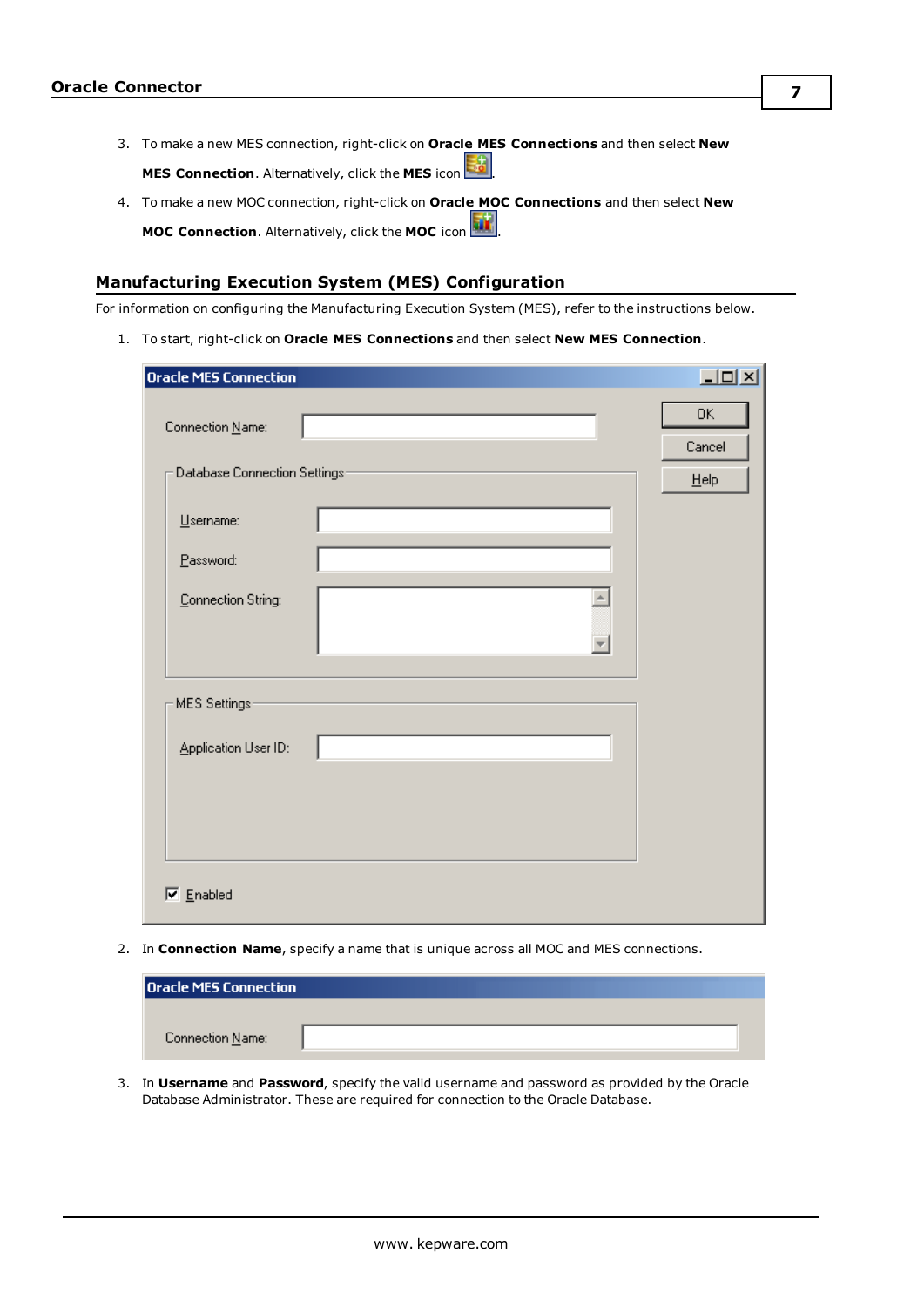3. To make a new MES connection, right-click on **Oracle MES Connections** and then select **New MES Connection**. Alternatively, click the **MES** icon .
4. To make a new MOC connection, right-click on **Oracle MOC Connections** and then select **New MOC Connection**. Alternatively, click the **MOC** icon .

## Manufacturing Execution System (MES) Configuration

For information on configuring the Manufacturing Execution System (MES), refer to the instructions below.

1. To start, right-click on **Oracle MES Connections** and then select **New MES Connection**.

2. In **Connection Name**, specify a name that is unique across all MOC and MES connections.

3. In **Username** and **Password**, specify the valid username and password as provided by the Oracle Database Administrator. These are required for connection to the Oracle Database.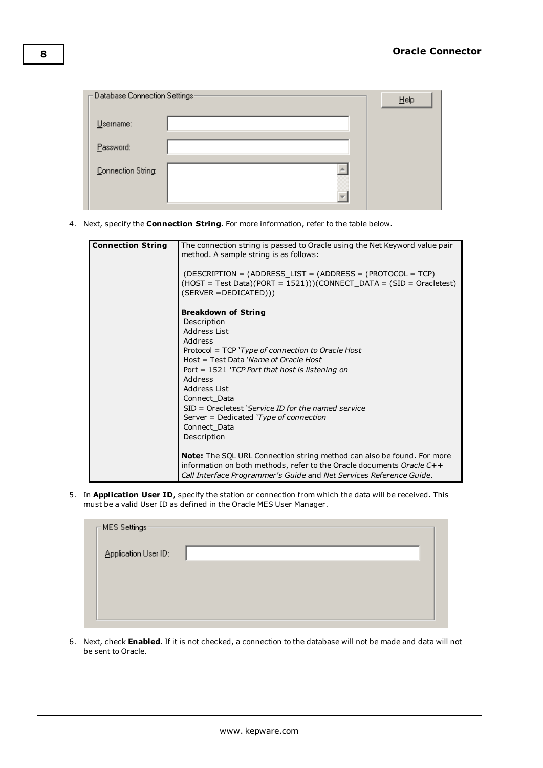4. Next, specify the **Connection String**. For more information, refer to the table below.

| **Connection String** | The connection string is passed to Oracle using the Net Keyword value pair method. A sample string is as follows:<br><br>(DESCRIPTION = (ADDRESS_LIST = (ADDRESS = (PROTOCOL = TCP)(HOST = Test Data)(PORT = 1521)))(CONNECT_DATA = (SID = Oracletest)(SERVER =DEDICATED)))<br><br>**Breakdown of String**<br>Description<br>Address List<br>Address<br>Protocol = TCP *'Type of connection to Oracle Host*<br>Host = Test Data *'Name of Oracle Host*<br>Port = 1521 *'TCP Port that host is listening on*<br>Address<br>Address List<br>Connect_Data<br>SID = Oracletest *'Service ID for the named service*<br>Server = Dedicated *'Type of connection*<br>Connect_Data<br>Description<br><br>**Note:** The SQL URL Connection string method can also be found. For more information on both methods, refer to the Oracle documents *Oracle C++ Call Interface Programmer's Guide* and *Net Services Reference Guide*. |
|---|---|

5. In **Application User ID**, specify the station or connection from which the data will be received. This must be a valid User ID as defined in the Oracle MES User Manager.

6. Next, check **Enabled**. If it is not checked, a connection to the database will not be made and data will not be sent to Oracle.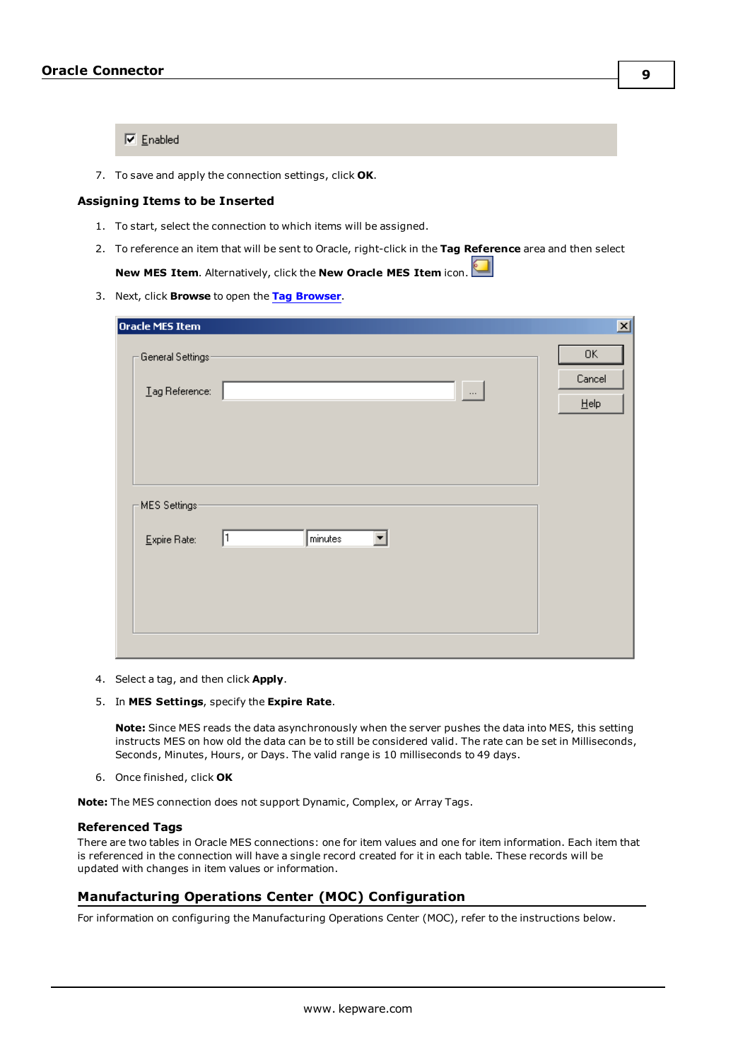☑ Enabled

7. To save and apply the connection settings, click **OK**.

### Assigning Items to be Inserted

1. To start, select the connection to which items will be assigned.
2. To reference an item that will be sent to Oracle, right-click in the **Tag Reference** area and then select **New MES Item**. Alternatively, click the **New Oracle MES Item** icon.
3. Next, click **Browse** to open the **Tag Browser**.

**Oracle MES Item**

General Settings

Tag Reference: [ ] ...

MES Settings

Expire Rate: 1 minutes

OK | Cancel | Help

4. Select a tag, and then click **Apply**.
5. In **MES Settings**, specify the **Expire Rate**.

   **Note:** Since MES reads the data asynchronously when the server pushes the data into MES, this setting instructs MES on how old the data can be to still be considered valid. The rate can be set in Milliseconds, Seconds, Minutes, Hours, or Days. The valid range is 10 milliseconds to 49 days.

6. Once finished, click **OK**

**Note:** The MES connection does not support Dynamic, Complex, or Array Tags.

### Referenced Tags

There are two tables in Oracle MES connections: one for item values and one for item information. Each item that is referenced in the connection will have a single record created for it in each table. These records will be updated with changes in item values or information.

## Manufacturing Operations Center (MOC) Configuration

For information on configuring the Manufacturing Operations Center (MOC), refer to the instructions below.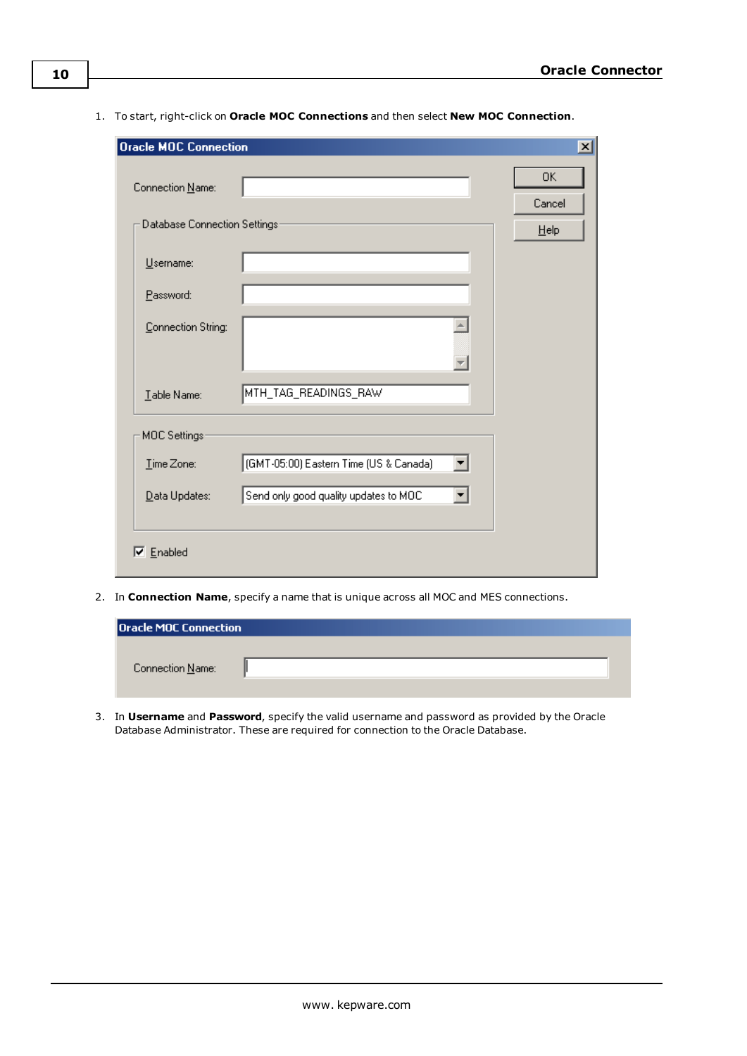1. To start, right-click on **Oracle MOC Connections** and then select **New MOC Connection**.

2. In **Connection Name**, specify a name that is unique across all MOC and MES connections.

3. In **Username** and **Password**, specify the valid username and password as provided by the Oracle Database Administrator. These are required for connection to the Oracle Database.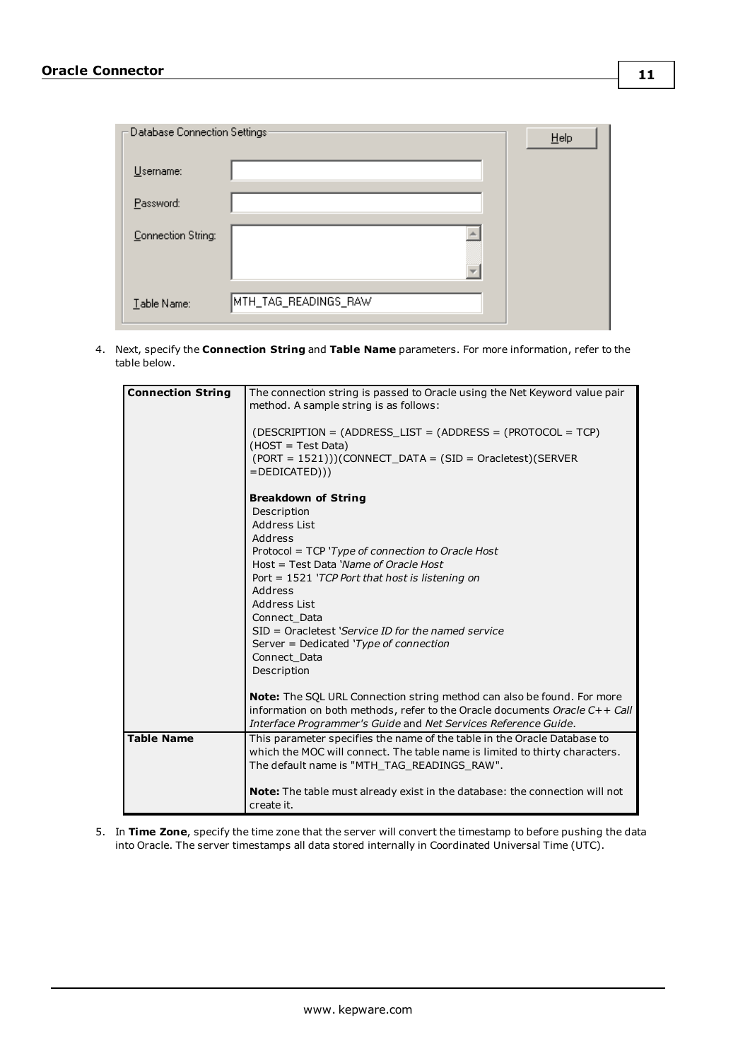Database Connection Settings

Username:

Password:

Connection String:

Table Name: MTH_TAG_READINGS_RAW

Help

4. Next, specify the **Connection String** and **Table Name** parameters. For more information, refer to the table below.

| | |
|---|---|
| **Connection String** | The connection string is passed to Oracle using the Net Keyword value pair method. A sample string is as follows:<br><br>(DESCRIPTION = (ADDRESS_LIST = (ADDRESS = (PROTOCOL = TCP)(HOST = Test Data)(PORT = 1521)))(CONNECT_DATA = (SID = Oracletest)(SERVER =DEDICATED)))<br><br>**Breakdown of String**<br>Description<br>Address List<br>Address<br>Protocol = TCP '*Type of connection to Oracle Host*<br>Host = Test Data '*Name of Oracle Host*<br>Port = 1521 '*TCP Port that host is listening on*<br>Address<br>Address List<br>Connect_Data<br>SID = Oracletest '*Service ID for the named service*<br>Server = Dedicated '*Type of connection*<br>Connect_Data<br>Description<br><br>**Note:** The SQL URL Connection string method can also be found. For more information on both methods, refer to the Oracle documents *Oracle C++ Call Interface Programmer's Guide* and *Net Services Reference Guide*. |
| **Table Name** | This parameter specifies the name of the table in the Oracle Database to which the MOC will connect. The table name is limited to thirty characters. The default name is "MTH_TAG_READINGS_RAW".<br><br>**Note:** The table must already exist in the database: the connection will not create it. |

5. In **Time Zone**, specify the time zone that the server will convert the timestamp to before pushing the data into Oracle. The server timestamps all data stored internally in Coordinated Universal Time (UTC).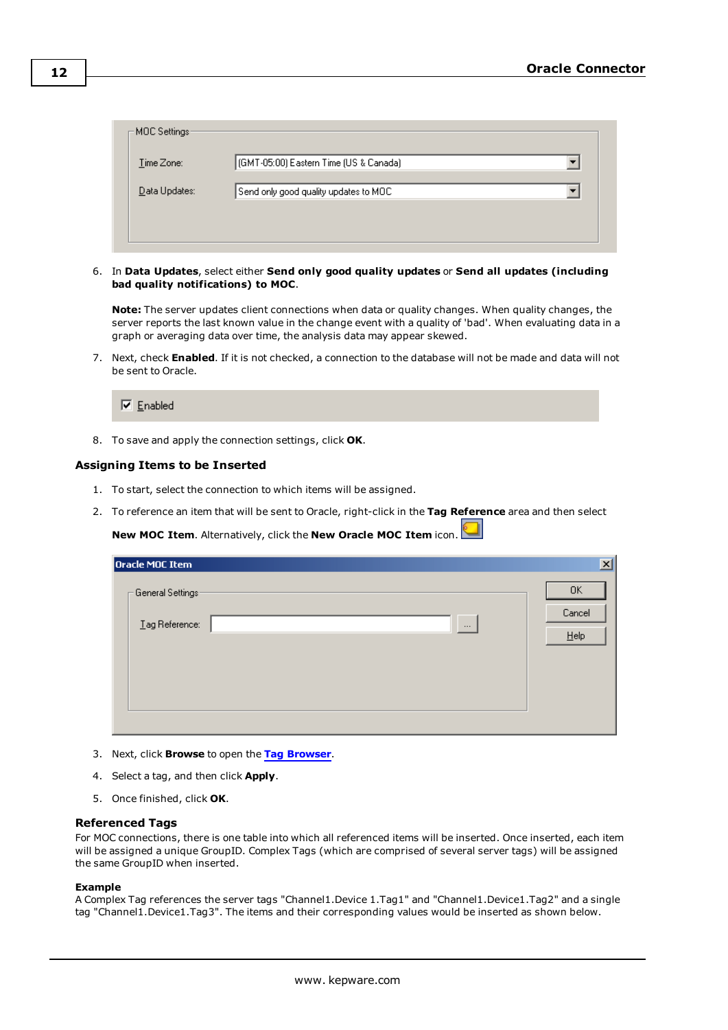6. In **Data Updates**, select either **Send only good quality updates** or **Send all updates (including bad quality notifications) to MOC**.

   **Note:** The server updates client connections when data or quality changes. When quality changes, the server reports the last known value in the change event with a quality of 'bad'. When evaluating data in a graph or averaging data over time, the analysis data may appear skewed.

7. Next, check **Enabled**. If it is not checked, a connection to the database will not be made and data will not be sent to Oracle.

8. To save and apply the connection settings, click **OK**.

### Assigning Items to be Inserted

1. To start, select the connection to which items will be assigned.
2. To reference an item that will be sent to Oracle, right-click in the **Tag Reference** area and then select **New MOC Item**. Alternatively, click the **New Oracle MOC Item** icon.
3. Next, click **Browse** to open the **Tag Browser**.
4. Select a tag, and then click **Apply**.
5. Once finished, click **OK**.

### Referenced Tags

For MOC connections, there is one table into which all referenced items will be inserted. Once inserted, each item will be assigned a unique GroupID. Complex Tags (which are comprised of several server tags) will be assigned the same GroupID when inserted.

#### Example

A Complex Tag references the server tags "Channel1.Device 1.Tag1" and "Channel1.Device1.Tag2" and a single tag "Channel1.Device1.Tag3". The items and their corresponding values would be inserted as shown below.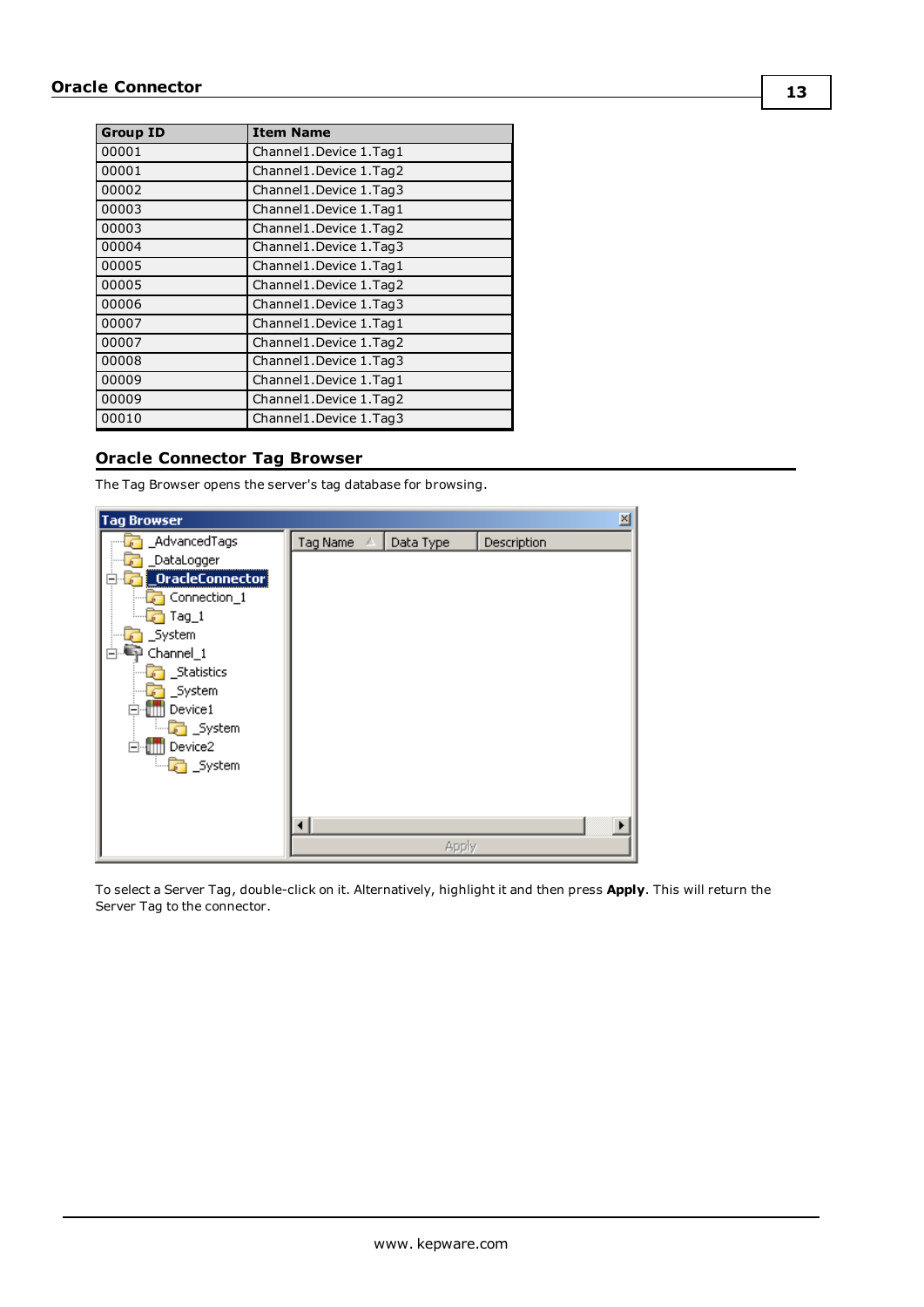| Group ID | Item Name |
| --- | --- |
| 00001 | Channel1.Device 1.Tag1 |
| 00001 | Channel1.Device 1.Tag2 |
| 00002 | Channel1.Device 1.Tag3 |
| 00003 | Channel1.Device 1.Tag1 |
| 00003 | Channel1.Device 1.Tag2 |
| 00004 | Channel1.Device 1.Tag3 |
| 00005 | Channel1.Device 1.Tag1 |
| 00005 | Channel1.Device 1.Tag2 |
| 00006 | Channel1.Device 1.Tag3 |
| 00007 | Channel1.Device 1.Tag1 |
| 00007 | Channel1.Device 1.Tag2 |
| 00008 | Channel1.Device 1.Tag3 |
| 00009 | Channel1.Device 1.Tag1 |
| 00009 | Channel1.Device 1.Tag2 |
| 00010 | Channel1.Device 1.Tag3 |

## Oracle Connector Tag Browser

The Tag Browser opens the server's tag database for browsing.

To select a Server Tag, double-click on it. Alternatively, highlight it and then press **Apply**. This will return the Server Tag to the connector.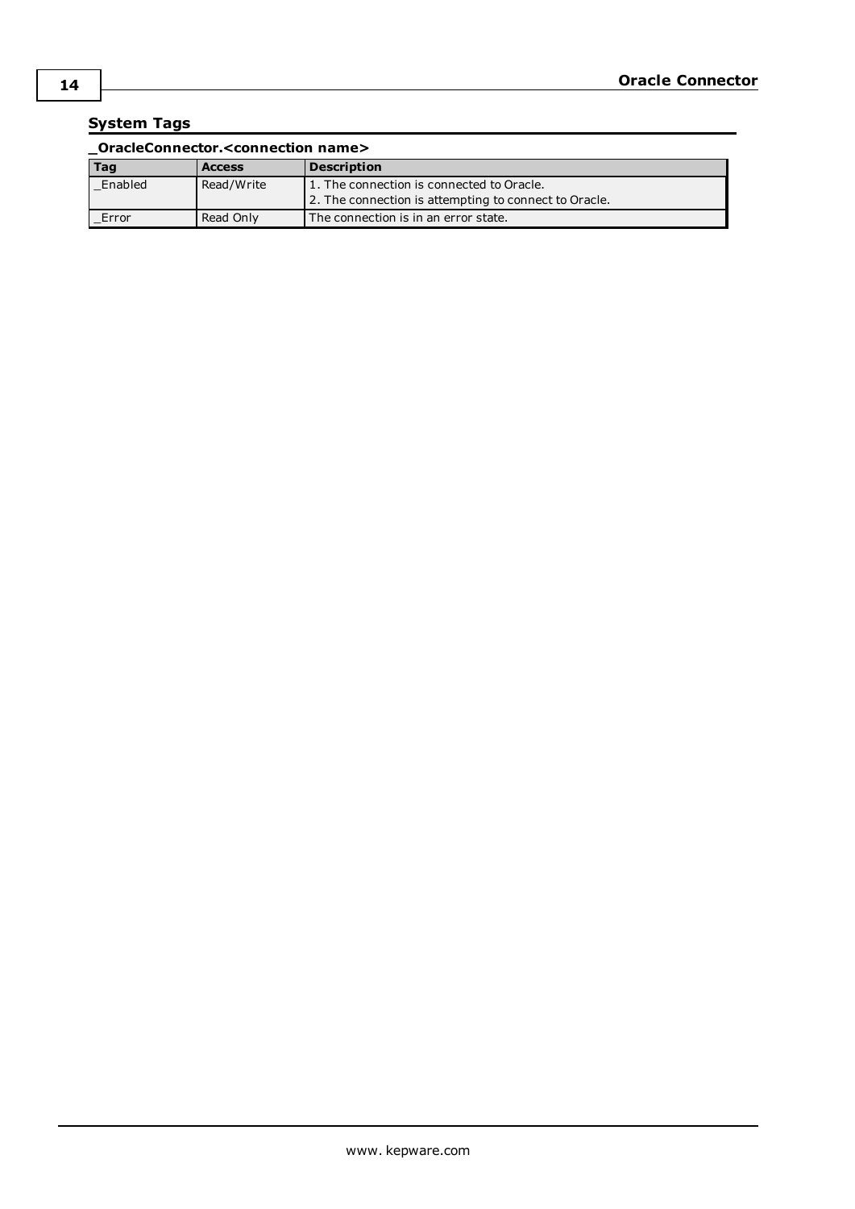## System Tags

### _OracleConnector.<connection name>

| Tag | Access | Description |
|---|---|---|
| _Enabled | Read/Write | 1. The connection is connected to Oracle.<br>2. The connection is attempting to connect to Oracle. |
| _Error | Read Only | The connection is in an error state. |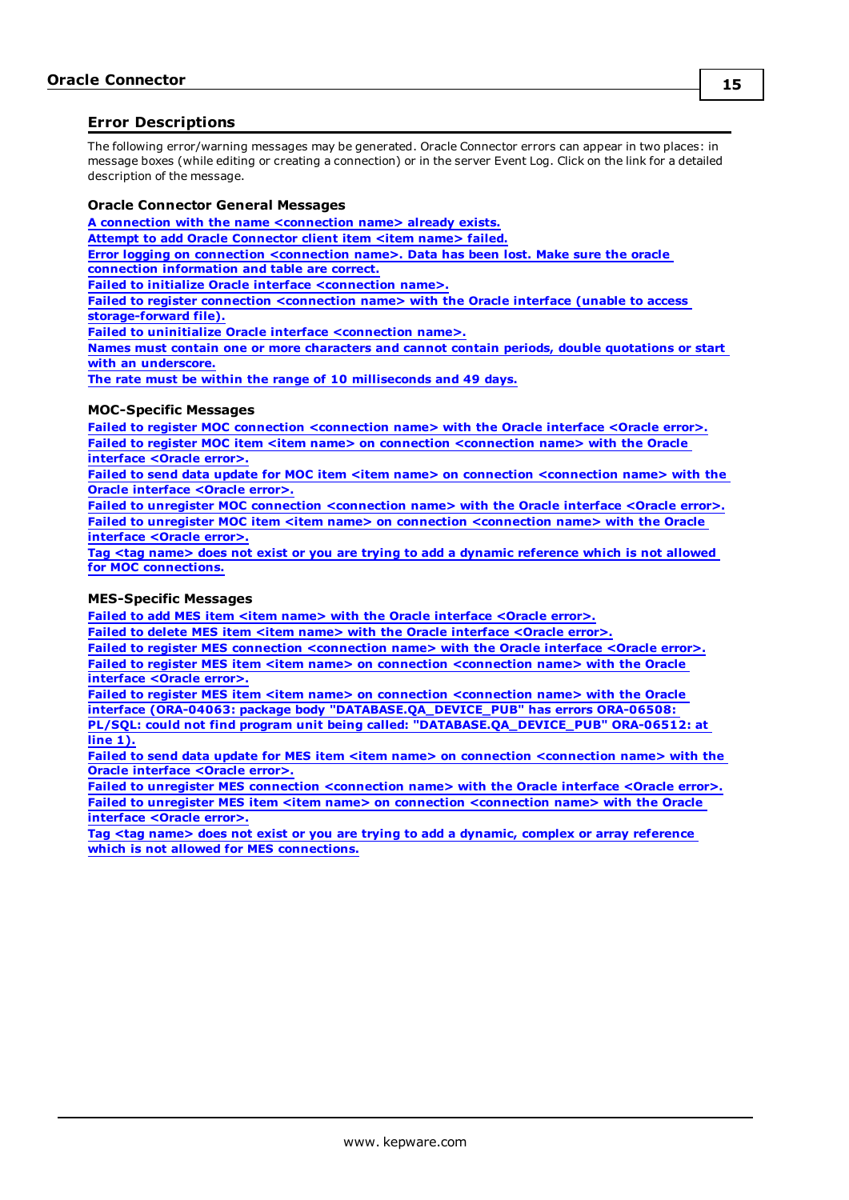## Error Descriptions

The following error/warning messages may be generated. Oracle Connector errors can appear in two places: in message boxes (while editing or creating a connection) or in the server Event Log. Click on the link for a detailed description of the message.

### Oracle Connector General Messages

**A connection with the name <connection name> already exists.**
**Attempt to add Oracle Connector client item <item name> failed.**
**Error logging on connection <connection name>. Data has been lost. Make sure the oracle connection information and table are correct.**
**Failed to initialize Oracle interface <connection name>.**
**Failed to register connection <connection name> with the Oracle interface (unable to access storage-forward file).**
**Failed to uninitialize Oracle interface <connection name>.**
**Names must contain one or more characters and cannot contain periods, double quotations or start with an underscore.**
**The rate must be within the range of 10 milliseconds and 49 days.**

### MOC-Specific Messages

**Failed to register MOC connection <connection name> with the Oracle interface <Oracle error>.**
**Failed to register MOC item <item name> on connection <connection name> with the Oracle interface <Oracle error>.**
**Failed to send data update for MOC item <item name> on connection <connection name> with the Oracle interface <Oracle error>.**
**Failed to unregister MOC connection <connection name> with the Oracle interface <Oracle error>.**
**Failed to unregister MOC item <item name> on connection <connection name> with the Oracle interface <Oracle error>.**
**Tag <tag name> does not exist or you are trying to add a dynamic reference which is not allowed for MOC connections.**

### MES-Specific Messages

**Failed to add MES item <item name> with the Oracle interface <Oracle error>.**
**Failed to delete MES item <item name> with the Oracle interface <Oracle error>.**
**Failed to register MES connection <connection name> with the Oracle interface <Oracle error>.**
**Failed to register MES item <item name> on connection <connection name> with the Oracle interface <Oracle error>.**
**Failed to register MES item <item name> on connection <connection name> with the Oracle interface (ORA-04063: package body "DATABASE.QA_DEVICE_PUB" has errors ORA-06508: PL/SQL: could not find program unit being called: "DATABASE.QA_DEVICE_PUB" ORA-06512: at line 1).**
**Failed to send data update for MES item <item name> on connection <connection name> with the Oracle interface <Oracle error>.**
**Failed to unregister MES connection <connection name> with the Oracle interface <Oracle error>.**
**Failed to unregister MES item <item name> on connection <connection name> with the Oracle interface <Oracle error>.**
**Tag <tag name> does not exist or you are trying to add a dynamic, complex or array reference which is not allowed for MES connections.**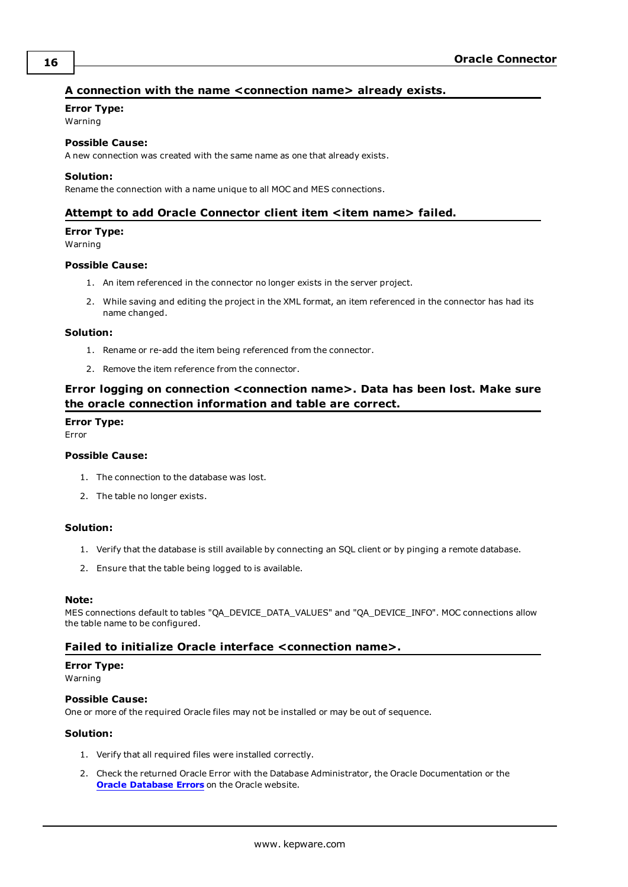## A connection with the name <connection name> already exists.

**Error Type:**
Warning

**Possible Cause:**
A new connection was created with the same name as one that already exists.

**Solution:**
Rename the connection with a name unique to all MOC and MES connections.

## Attempt to add Oracle Connector client item <item name> failed.

**Error Type:**
Warning

**Possible Cause:**

1. An item referenced in the connector no longer exists in the server project.
2. While saving and editing the project in the XML format, an item referenced in the connector has had its name changed.

**Solution:**

1. Rename or re-add the item being referenced from the connector.
2. Remove the item reference from the connector.

## Error logging on connection <connection name>. Data has been lost. Make sure the oracle connection information and table are correct.

**Error Type:**
Error

**Possible Cause:**

1. The connection to the database was lost.
2. The table no longer exists.

**Solution:**

1. Verify that the database is still available by connecting an SQL client or by pinging a remote database.
2. Ensure that the table being logged to is available.

**Note:**
MES connections default to tables "QA_DEVICE_DATA_VALUES" and "QA_DEVICE_INFO". MOC connections allow the table name to be configured.

## Failed to initialize Oracle interface <connection name>.

**Error Type:**
Warning

**Possible Cause:**
One or more of the required Oracle files may not be installed or may be out of sequence.

**Solution:**

1. Verify that all required files were installed correctly.
2. Check the returned Oracle Error with the Database Administrator, the Oracle Documentation or the **Oracle Database Errors** on the Oracle website.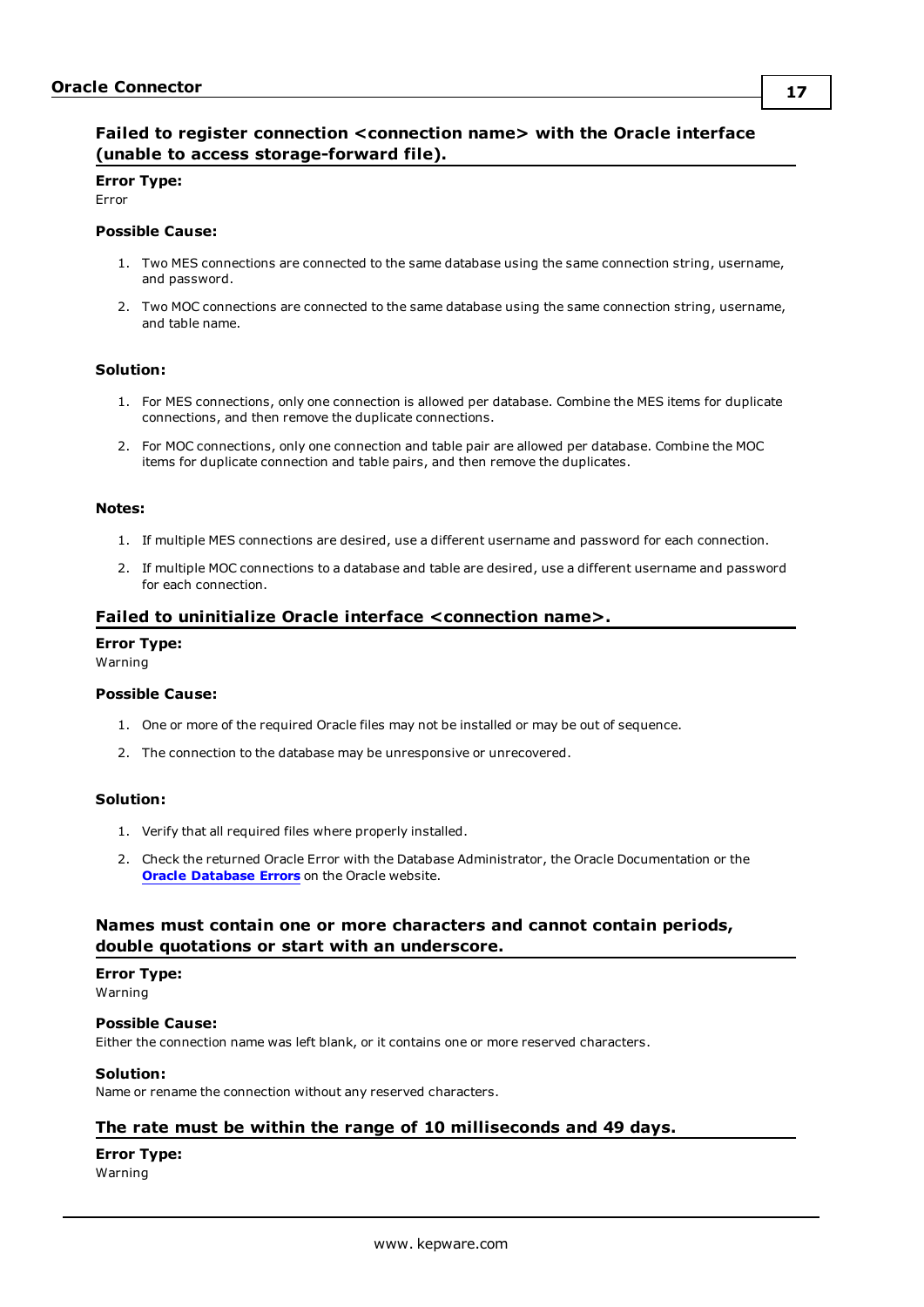### Failed to register connection <connection name> with the Oracle interface (unable to access storage-forward file).

**Error Type:**
Error

**Possible Cause:**

1. Two MES connections are connected to the same database using the same connection string, username, and password.
2. Two MOC connections are connected to the same database using the same connection string, username, and table name.

**Solution:**

1. For MES connections, only one connection is allowed per database. Combine the MES items for duplicate connections, and then remove the duplicate connections.
2. For MOC connections, only one connection and table pair are allowed per database. Combine the MOC items for duplicate connection and table pairs, and then remove the duplicates.

**Notes:**

1. If multiple MES connections are desired, use a different username and password for each connection.
2. If multiple MOC connections to a database and table are desired, use a different username and password for each connection.

### Failed to uninitialize Oracle interface <connection name>.

**Error Type:**
Warning

**Possible Cause:**

1. One or more of the required Oracle files may not be installed or may be out of sequence.
2. The connection to the database may be unresponsive or unrecovered.

**Solution:**

1. Verify that all required files where properly installed.
2. Check the returned Oracle Error with the Database Administrator, the Oracle Documentation or the **Oracle Database Errors** on the Oracle website.

### Names must contain one or more characters and cannot contain periods, double quotations or start with an underscore.

**Error Type:**
Warning

**Possible Cause:**
Either the connection name was left blank, or it contains one or more reserved characters.

**Solution:**
Name or rename the connection without any reserved characters.

### The rate must be within the range of 10 milliseconds and 49 days.

**Error Type:**
Warning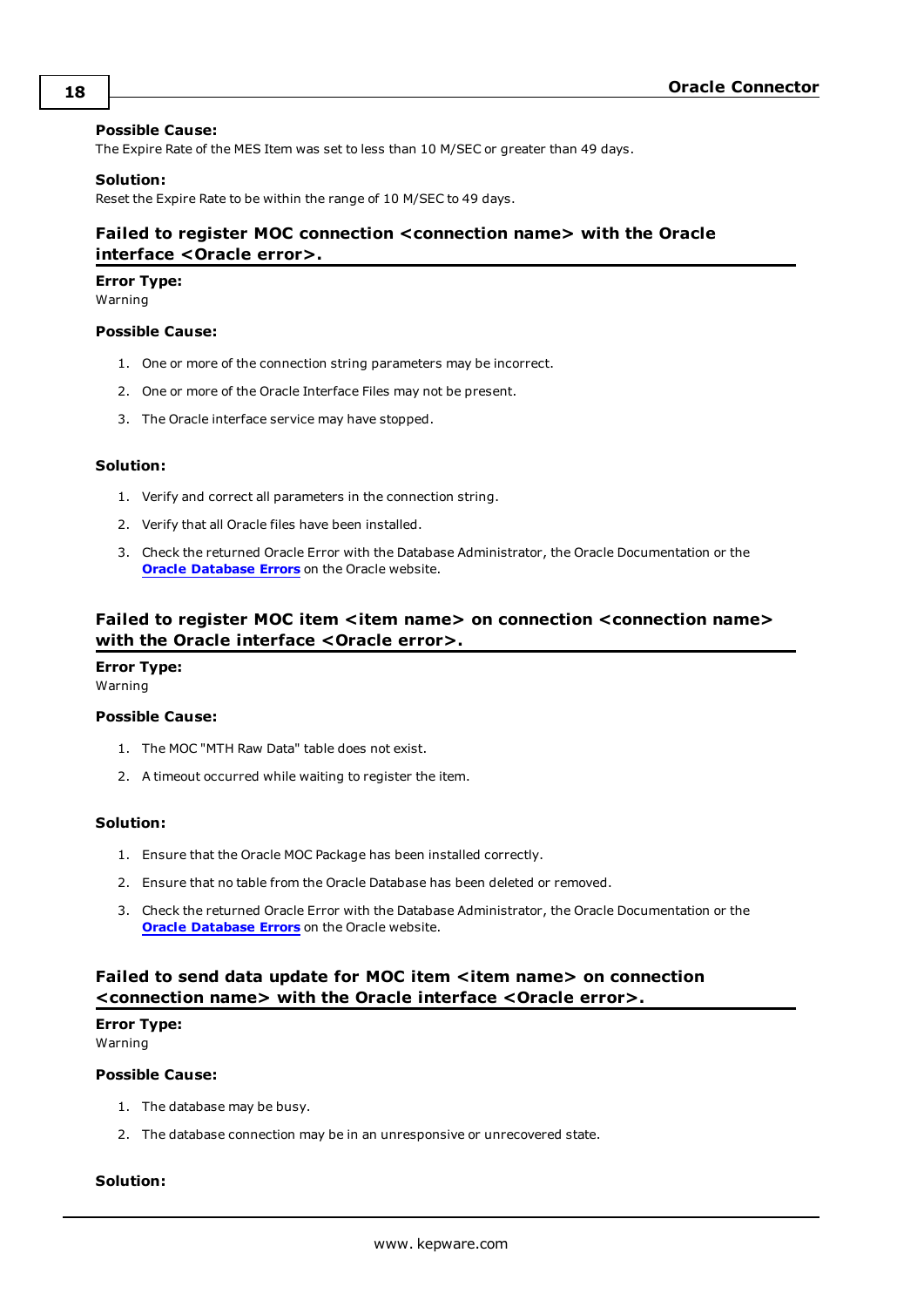**Possible Cause:**

The Expire Rate of the MES Item was set to less than 10 M/SEC or greater than 49 days.

**Solution:**

Reset the Expire Rate to be within the range of 10 M/SEC to 49 days.

### Failed to register MOC connection <connection name> with the Oracle interface <Oracle error>.

**Error Type:**

Warning

**Possible Cause:**

1. One or more of the connection string parameters may be incorrect.
2. One or more of the Oracle Interface Files may not be present.
3. The Oracle interface service may have stopped.

**Solution:**

1. Verify and correct all parameters in the connection string.
2. Verify that all Oracle files have been installed.
3. Check the returned Oracle Error with the Database Administrator, the Oracle Documentation or the **Oracle Database Errors** on the Oracle website.

### Failed to register MOC item <item name> on connection <connection name> with the Oracle interface <Oracle error>.

**Error Type:**

Warning

**Possible Cause:**

1. The MOC "MTH Raw Data" table does not exist.
2. A timeout occurred while waiting to register the item.

**Solution:**

1. Ensure that the Oracle MOC Package has been installed correctly.
2. Ensure that no table from the Oracle Database has been deleted or removed.
3. Check the returned Oracle Error with the Database Administrator, the Oracle Documentation or the **Oracle Database Errors** on the Oracle website.

### Failed to send data update for MOC item <item name> on connection <connection name> with the Oracle interface <Oracle error>.

**Error Type:**

Warning

**Possible Cause:**

1. The database may be busy.
2. The database connection may be in an unresponsive or unrecovered state.

**Solution:**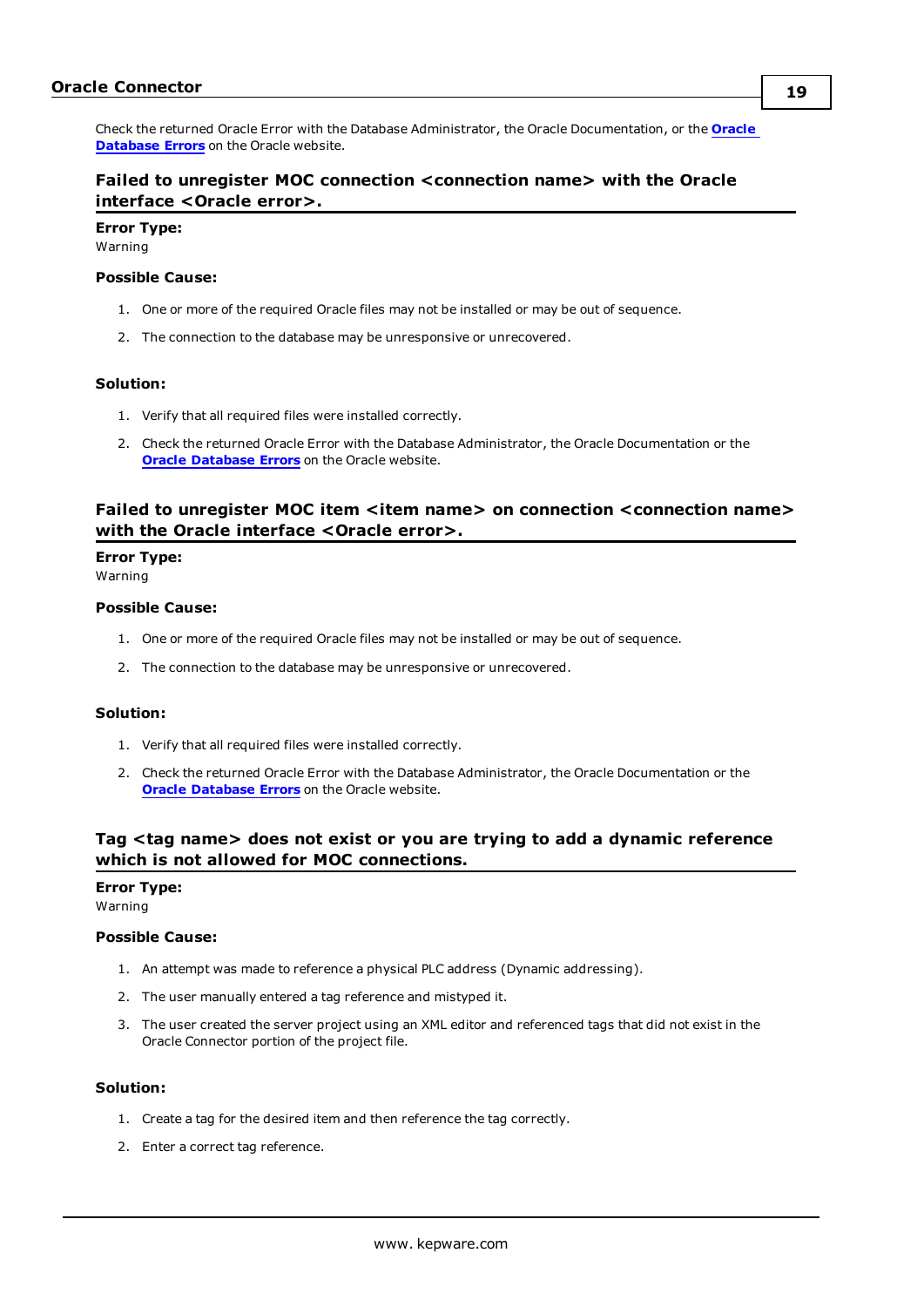Check the returned Oracle Error with the Database Administrator, the Oracle Documentation, or the **Oracle Database Errors** on the Oracle website.

### Failed to unregister MOC connection <connection name> with the Oracle interface <Oracle error>.

**Error Type:**
Warning

**Possible Cause:**

1. One or more of the required Oracle files may not be installed or may be out of sequence.
2. The connection to the database may be unresponsive or unrecovered.

**Solution:**

1. Verify that all required files were installed correctly.
2. Check the returned Oracle Error with the Database Administrator, the Oracle Documentation or the **Oracle Database Errors** on the Oracle website.

### Failed to unregister MOC item <item name> on connection <connection name> with the Oracle interface <Oracle error>.

**Error Type:**
Warning

**Possible Cause:**

1. One or more of the required Oracle files may not be installed or may be out of sequence.
2. The connection to the database may be unresponsive or unrecovered.

**Solution:**

1. Verify that all required files were installed correctly.
2. Check the returned Oracle Error with the Database Administrator, the Oracle Documentation or the **Oracle Database Errors** on the Oracle website.

### Tag <tag name> does not exist or you are trying to add a dynamic reference which is not allowed for MOC connections.

**Error Type:**
Warning

**Possible Cause:**

1. An attempt was made to reference a physical PLC address (Dynamic addressing).
2. The user manually entered a tag reference and mistyped it.
3. The user created the server project using an XML editor and referenced tags that did not exist in the Oracle Connector portion of the project file.

**Solution:**

1. Create a tag for the desired item and then reference the tag correctly.
2. Enter a correct tag reference.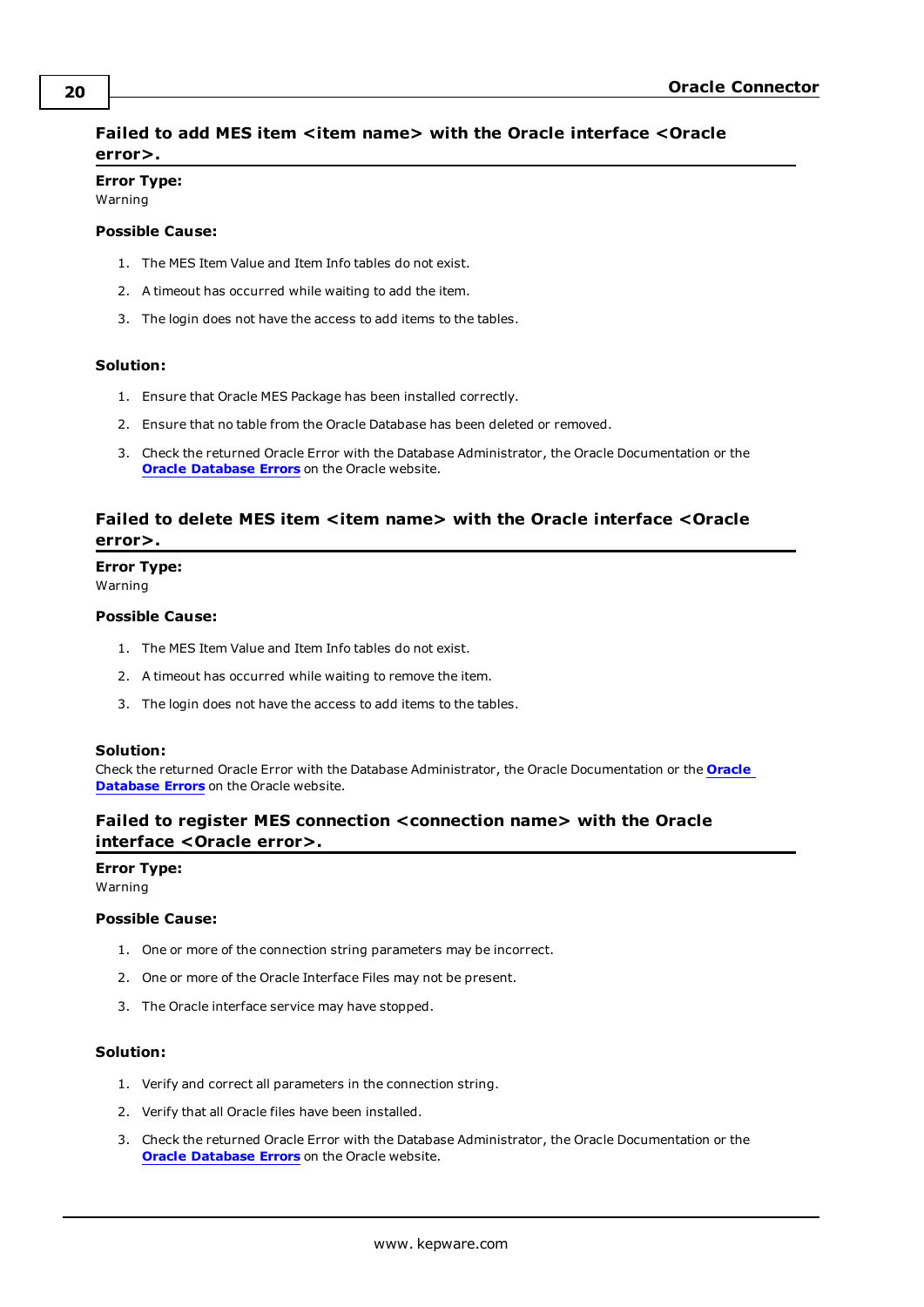## Failed to add MES item <item name> with the Oracle interface <Oracle error>.

**Error Type:**
Warning

**Possible Cause:**

1. The MES Item Value and Item Info tables do not exist.
2. A timeout has occurred while waiting to add the item.
3. The login does not have the access to add items to the tables.

**Solution:**

1. Ensure that Oracle MES Package has been installed correctly.
2. Ensure that no table from the Oracle Database has been deleted or removed.
3. Check the returned Oracle Error with the Database Administrator, the Oracle Documentation or the **Oracle Database Errors** on the Oracle website.

## Failed to delete MES item <item name> with the Oracle interface <Oracle error>.

**Error Type:**
Warning

**Possible Cause:**

1. The MES Item Value and Item Info tables do not exist.
2. A timeout has occurred while waiting to remove the item.
3. The login does not have the access to add items to the tables.

**Solution:**
Check the returned Oracle Error with the Database Administrator, the Oracle Documentation or the **Oracle Database Errors** on the Oracle website.

## Failed to register MES connection <connection name> with the Oracle interface <Oracle error>.

**Error Type:**
Warning

**Possible Cause:**

1. One or more of the connection string parameters may be incorrect.
2. One or more of the Oracle Interface Files may not be present.
3. The Oracle interface service may have stopped.

**Solution:**

1. Verify and correct all parameters in the connection string.
2. Verify that all Oracle files have been installed.
3. Check the returned Oracle Error with the Database Administrator, the Oracle Documentation or the **Oracle Database Errors** on the Oracle website.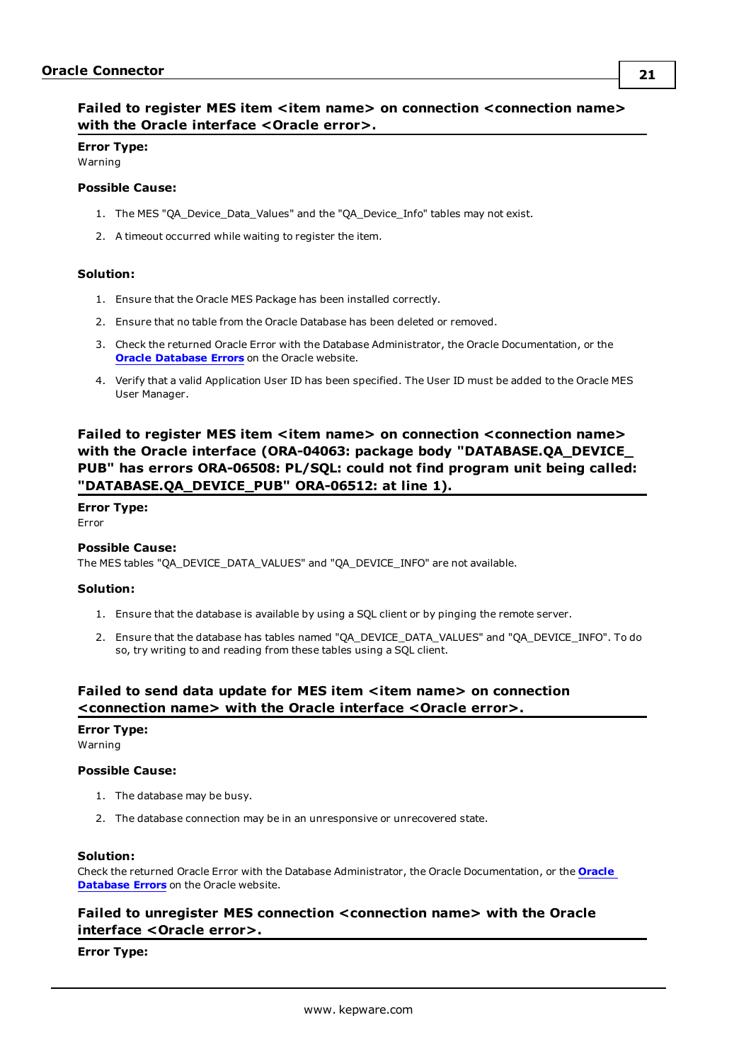### Failed to register MES item <item name> on connection <connection name> with the Oracle interface <Oracle error>.

**Error Type:**
Warning

**Possible Cause:**

1. The MES "QA_Device_Data_Values" and the "QA_Device_Info" tables may not exist.
2. A timeout occurred while waiting to register the item.

**Solution:**

1. Ensure that the Oracle MES Package has been installed correctly.
2. Ensure that no table from the Oracle Database has been deleted or removed.
3. Check the returned Oracle Error with the Database Administrator, the Oracle Documentation, or the **Oracle Database Errors** on the Oracle website.
4. Verify that a valid Application User ID has been specified. The User ID must be added to the Oracle MES User Manager.

### Failed to register MES item <item name> on connection <connection name> with the Oracle interface (ORA-04063: package body "DATABASE.QA_DEVICE_PUB" has errors ORA-06508: PL/SQL: could not find program unit being called: "DATABASE.QA_DEVICE_PUB" ORA-06512: at line 1).

**Error Type:**
Error

**Possible Cause:**
The MES tables "QA_DEVICE_DATA_VALUES" and "QA_DEVICE_INFO" are not available.

**Solution:**

1. Ensure that the database is available by using a SQL client or by pinging the remote server.
2. Ensure that the database has tables named "QA_DEVICE_DATA_VALUES" and "QA_DEVICE_INFO". To do so, try writing to and reading from these tables using a SQL client.

### Failed to send data update for MES item <item name> on connection <connection name> with the Oracle interface <Oracle error>.

**Error Type:**
Warning

**Possible Cause:**

1. The database may be busy.
2. The database connection may be in an unresponsive or unrecovered state.

**Solution:**
Check the returned Oracle Error with the Database Administrator, the Oracle Documentation, or the **Oracle Database Errors** on the Oracle website.

### Failed to unregister MES connection <connection name> with the Oracle interface <Oracle error>.

**Error Type:**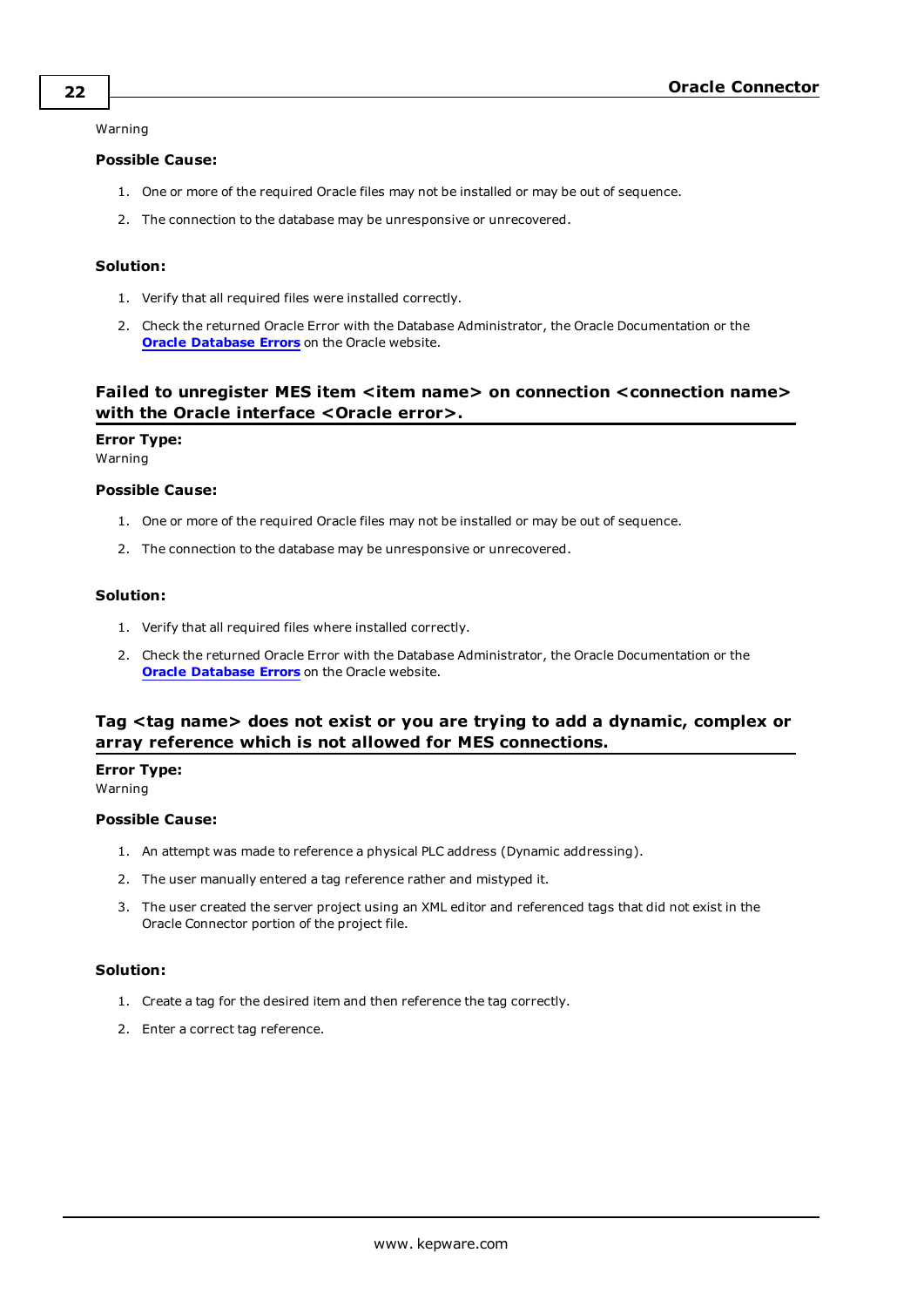Warning

**Possible Cause:**

1. One or more of the required Oracle files may not be installed or may be out of sequence.
2. The connection to the database may be unresponsive or unrecovered.

**Solution:**

1. Verify that all required files were installed correctly.
2. Check the returned Oracle Error with the Database Administrator, the Oracle Documentation or the **Oracle Database Errors** on the Oracle website.

### Failed to unregister MES item <item name> on connection <connection name> with the Oracle interface <Oracle error>.

**Error Type:**
Warning

**Possible Cause:**

1. One or more of the required Oracle files may not be installed or may be out of sequence.
2. The connection to the database may be unresponsive or unrecovered.

**Solution:**

1. Verify that all required files where installed correctly.
2. Check the returned Oracle Error with the Database Administrator, the Oracle Documentation or the **Oracle Database Errors** on the Oracle website.

### Tag <tag name> does not exist or you are trying to add a dynamic, complex or array reference which is not allowed for MES connections.

**Error Type:**
Warning

**Possible Cause:**

1. An attempt was made to reference a physical PLC address (Dynamic addressing).
2. The user manually entered a tag reference rather and mistyped it.
3. The user created the server project using an XML editor and referenced tags that did not exist in the Oracle Connector portion of the project file.

**Solution:**

1. Create a tag for the desired item and then reference the tag correctly.
2. Enter a correct tag reference.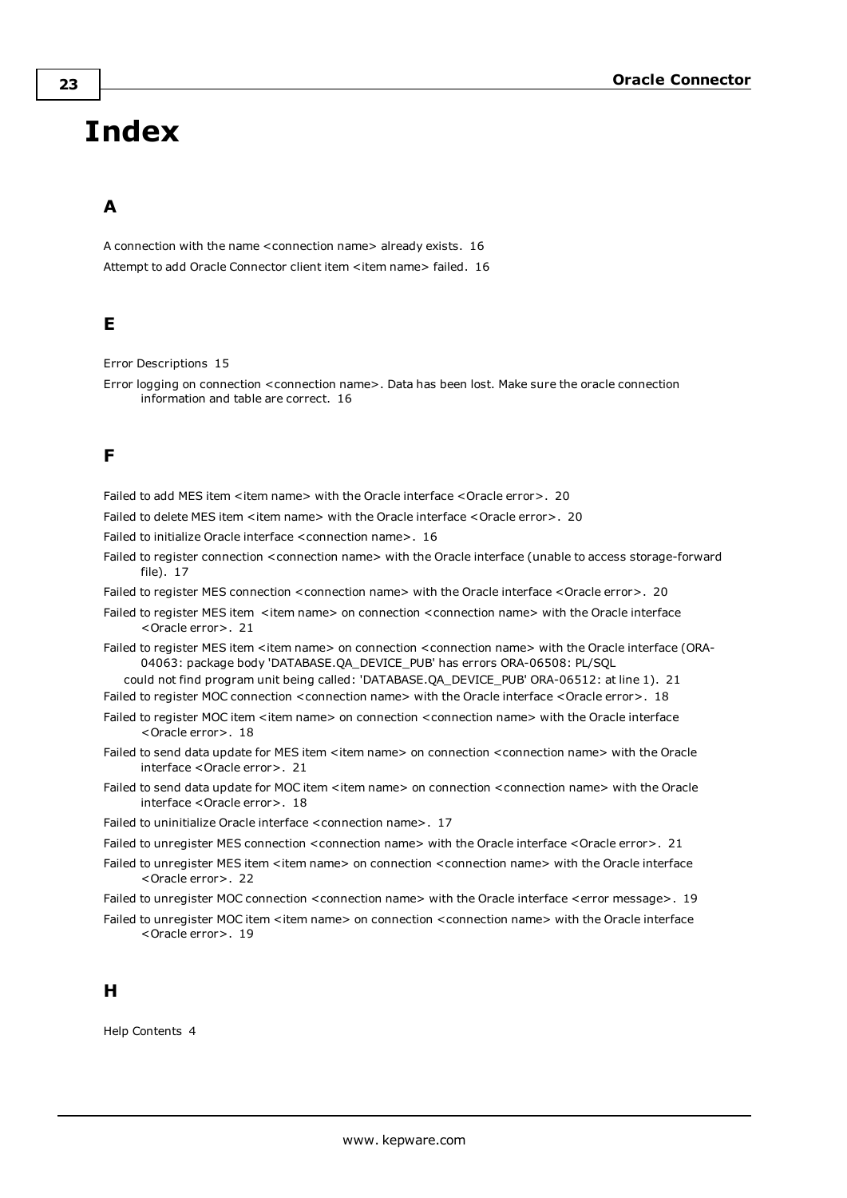# Index

## A

A connection with the name <connection name> already exists. 16

Attempt to add Oracle Connector client item <item name> failed. 16

## E

Error Descriptions 15

Error logging on connection <connection name>. Data has been lost. Make sure the oracle connection information and table are correct. 16

## F

Failed to add MES item <item name> with the Oracle interface <Oracle error>. 20

Failed to delete MES item <item name> with the Oracle interface <Oracle error>. 20

Failed to initialize Oracle interface <connection name>. 16

Failed to register connection <connection name> with the Oracle interface (unable to access storage-forward file). 17

Failed to register MES connection <connection name> with the Oracle interface <Oracle error>. 20

Failed to register MES item <item name> on connection <connection name> with the Oracle interface <Oracle error>. 21

Failed to register MES item <item name> on connection <connection name> with the Oracle interface (ORA-04063: package body 'DATABASE.QA_DEVICE_PUB' has errors ORA-06508: PL/SQL could not find program unit being called: 'DATABASE.QA_DEVICE_PUB' ORA-06512: at line 1). 21

Failed to register MOC connection <connection name> with the Oracle interface <Oracle error>. 18

Failed to register MOC item <item name> on connection <connection name> with the Oracle interface <Oracle error>. 18

Failed to send data update for MES item <item name> on connection <connection name> with the Oracle interface <Oracle error>. 21

Failed to send data update for MOC item <item name> on connection <connection name> with the Oracle interface <Oracle error>. 18

Failed to uninitialize Oracle interface <connection name>. 17

Failed to unregister MES connection <connection name> with the Oracle interface <Oracle error>. 21

Failed to unregister MES item <item name> on connection <connection name> with the Oracle interface <Oracle error>. 22

Failed to unregister MOC connection <connection name> with the Oracle interface <error message>. 19

Failed to unregister MOC item <item name> on connection <connection name> with the Oracle interface <Oracle error>. 19

## H

Help Contents 4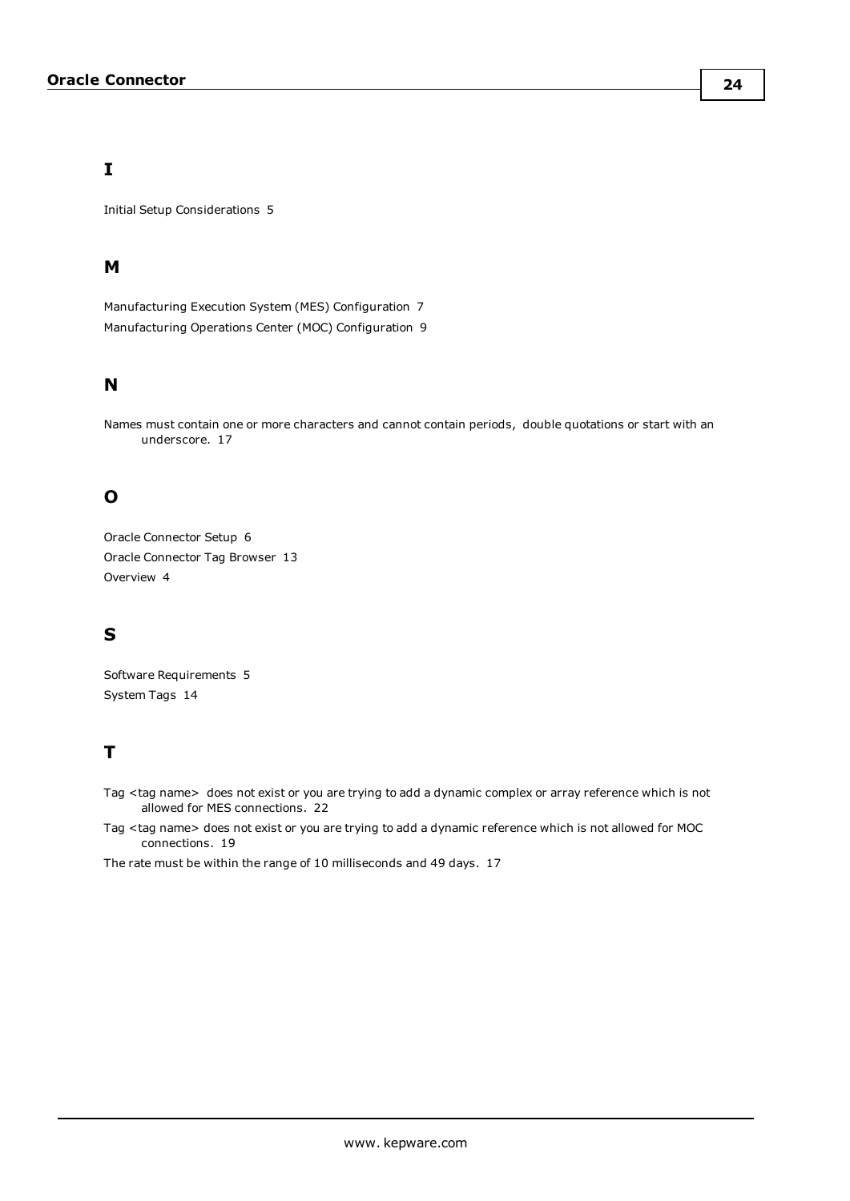# I

Initial Setup Considerations 5

# M

Manufacturing Execution System (MES) Configuration 7

Manufacturing Operations Center (MOC) Configuration 9

# N

Names must contain one or more characters and cannot contain periods, double quotations or start with an underscore. 17

# O

Oracle Connector Setup 6

Oracle Connector Tag Browser 13

Overview 4

# S

Software Requirements 5

System Tags 14

# T

Tag <tag name> does not exist or you are trying to add a dynamic complex or array reference which is not allowed for MES connections. 22

Tag <tag name> does not exist or you are trying to add a dynamic reference which is not allowed for MOC connections. 19

The rate must be within the range of 10 milliseconds and 49 days. 17